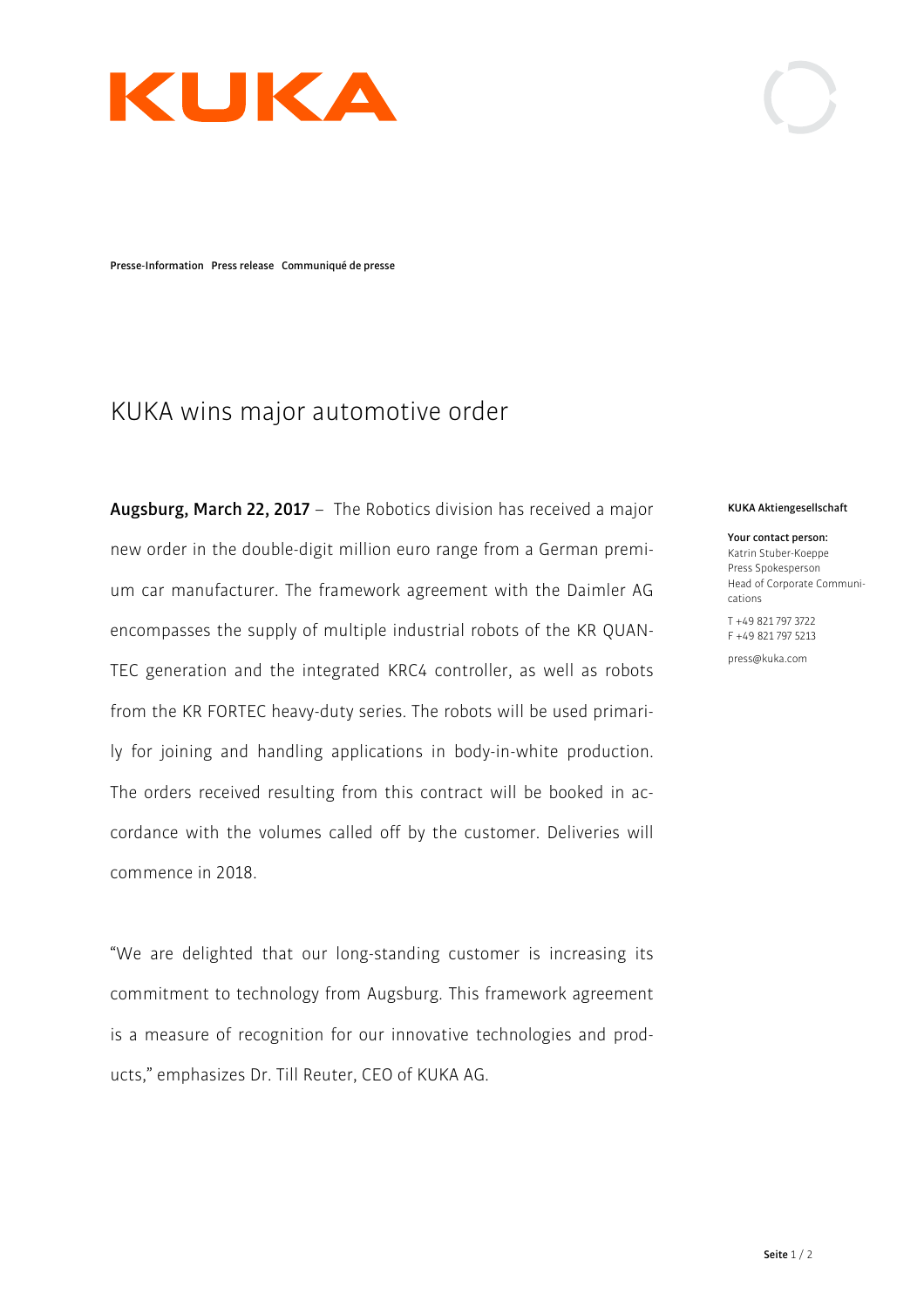KUKA

Presse-Information Press release Communiqué de presse

# KUKA wins major automotive order

**Augsburg, March 22, 2017** – The Robotics division has received a major new order in the double-digit million euro range from a German premium car manufacturer. The framework agreement with the Daimler AG encompasses the supply of multiple industrial robots of the KR QUANTEC generation and the integrated KRC4 controller, as well as robots from the KR FORTEC heavy-duty series. The robots will be used primarily for joining and handling applications in body-in-white production. The orders received resulting from this contract will be booked in accordance with the volumes called off by the customer. Deliveries will commence in 2018.

"We are delighted that our long-standing customer is increasing its commitment to technology from Augsburg. This framework agreement is a measure of recognition for our innovative technologies and products," emphasizes Dr. Till Reuter, CEO of KUKA AG.

**KUKA Aktiengesellschaft**

**Your contact person:**
Katrin Stuber-Koeppe
Press Spokesperson
Head of Corporate Communications

T +49 821 797 3722
F +49 821 797 5213

press@kuka.com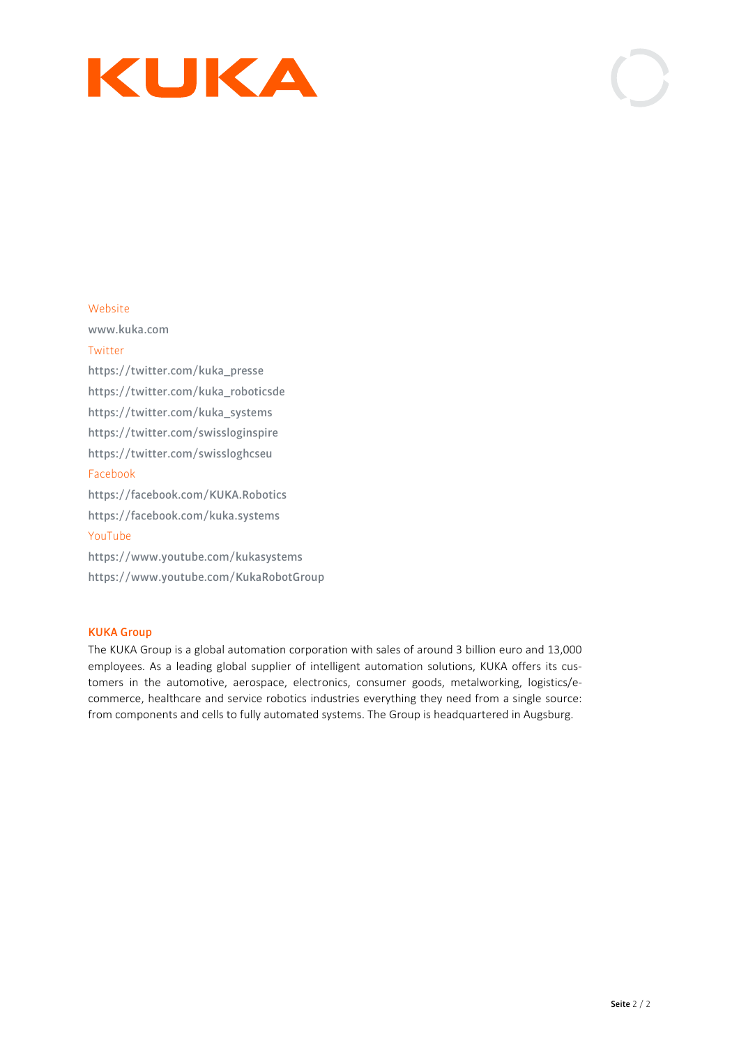Website

www.kuka.com

Twitter

https://twitter.com/kuka_presse

https://twitter.com/kuka_roboticsde

https://twitter.com/kuka_systems

https://twitter.com/swissloginspire

https://twitter.com/swissloghcseu

Facebook

https://facebook.com/KUKA.Robotics

https://facebook.com/kuka.systems

YouTube

https://www.youtube.com/kukasystems

https://www.youtube.com/KukaRobotGroup

**KUKA Group**

The KUKA Group is a global automation corporation with sales of around 3 billion euro and 13,000 employees. As a leading global supplier of intelligent automation solutions, KUKA offers its customers in the automotive, aerospace, electronics, consumer goods, metalworking, logistics/e-commerce, healthcare and service robotics industries everything they need from a single source: from components and cells to fully automated systems. The Group is headquartered in Augsburg.